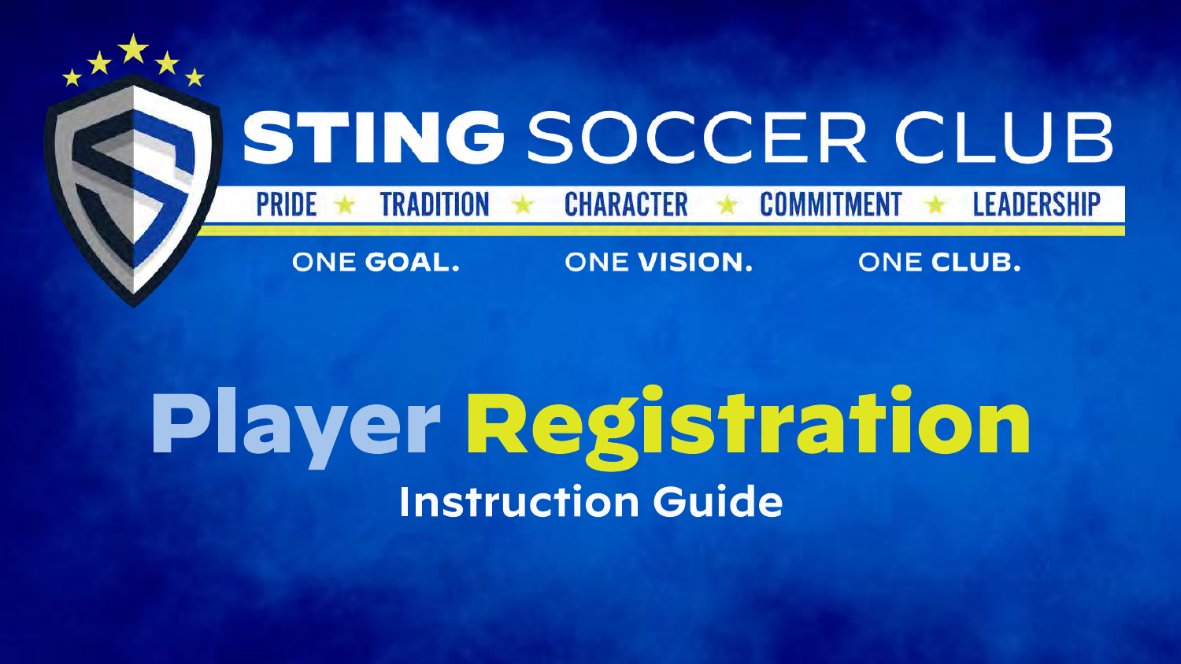# STING SOCCER CLUB

PRIDE ★ TRADITION ★ CHARACTER ★ COMMITMENT ★ LEADERSHIP

ONE **GOAL.** ONE **VISION.** ONE **CLUB.**

# Player Registration

## Instruction Guide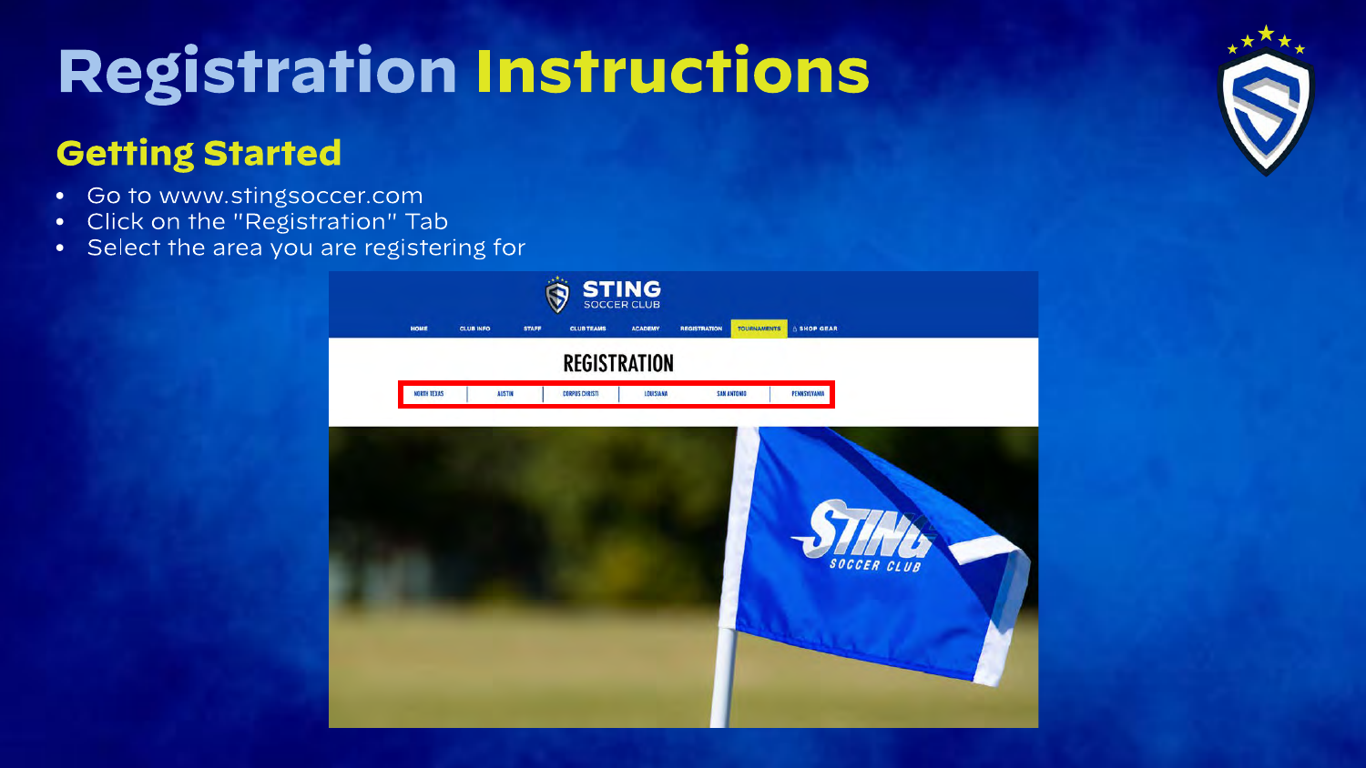# Registration Instructions

## Getting Started

- Go to www.stingsoccer.com
- Click on the "Registration" Tab
- Select the area you are registering for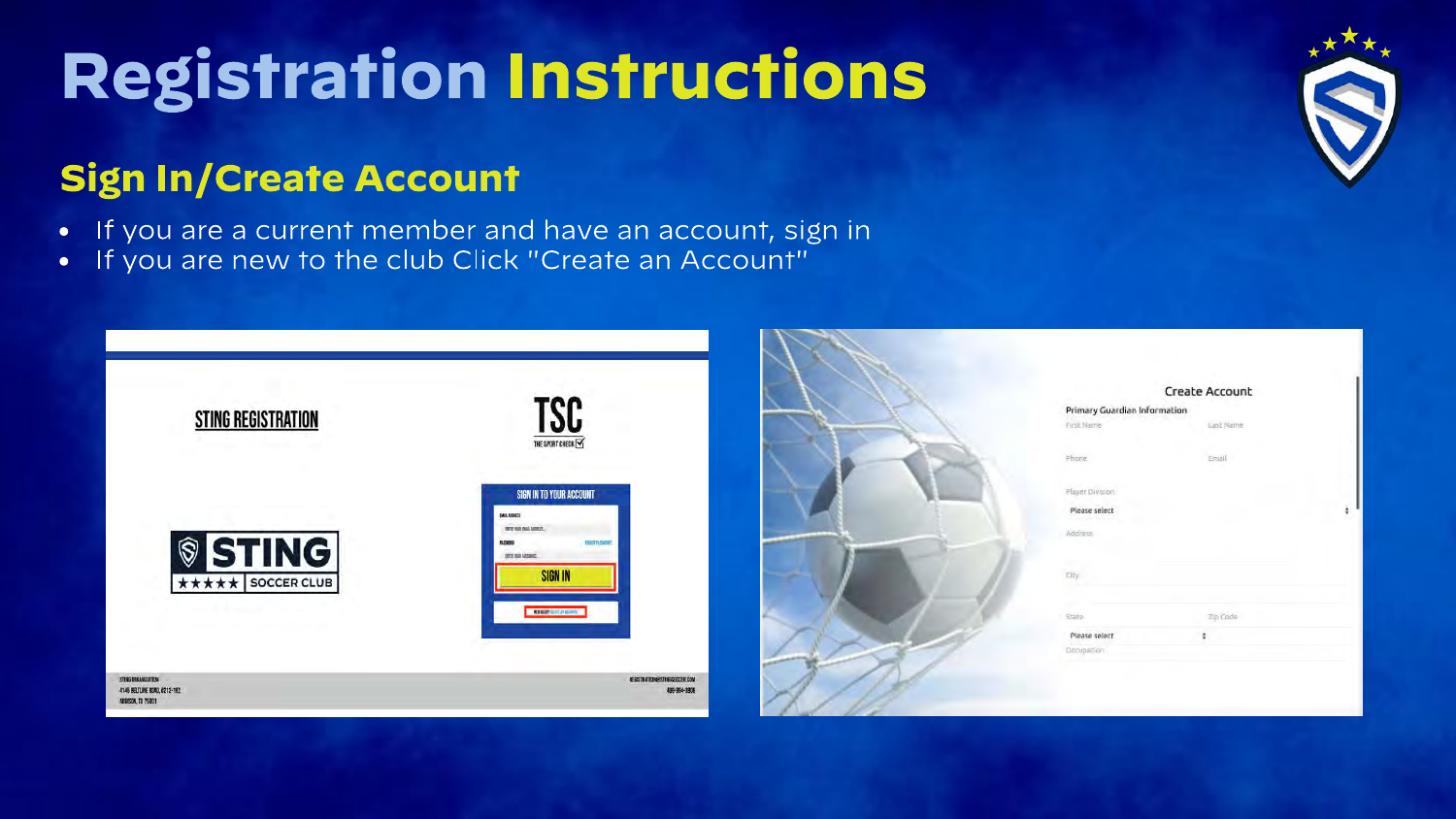# Registration Instructions

## Sign In/Create Account

- If you are a current member and have an account, sign in
- If you are new to the club Click "Create an Account"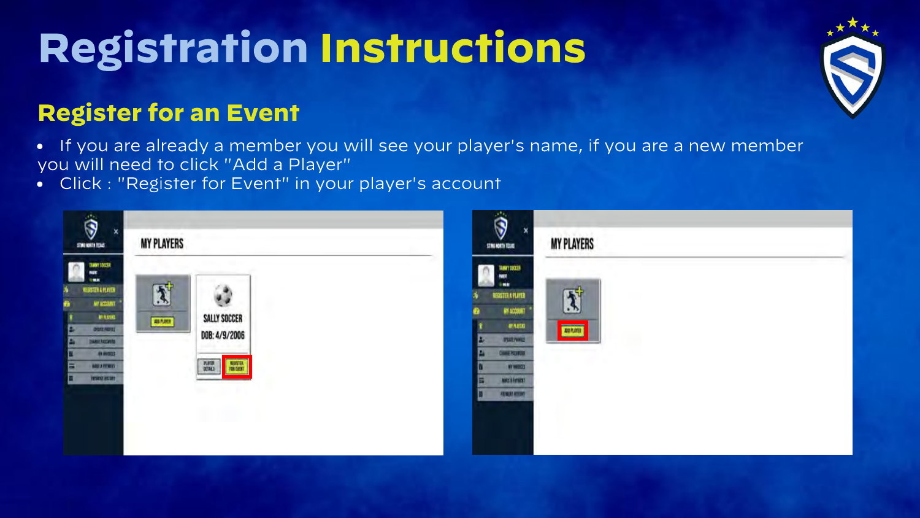# Registration Instructions

## Register for an Event

- If you are already a member you will see your player's name, if you are a new member you will need to click "Add a Player"
- Click : "Register for Event" in your player's account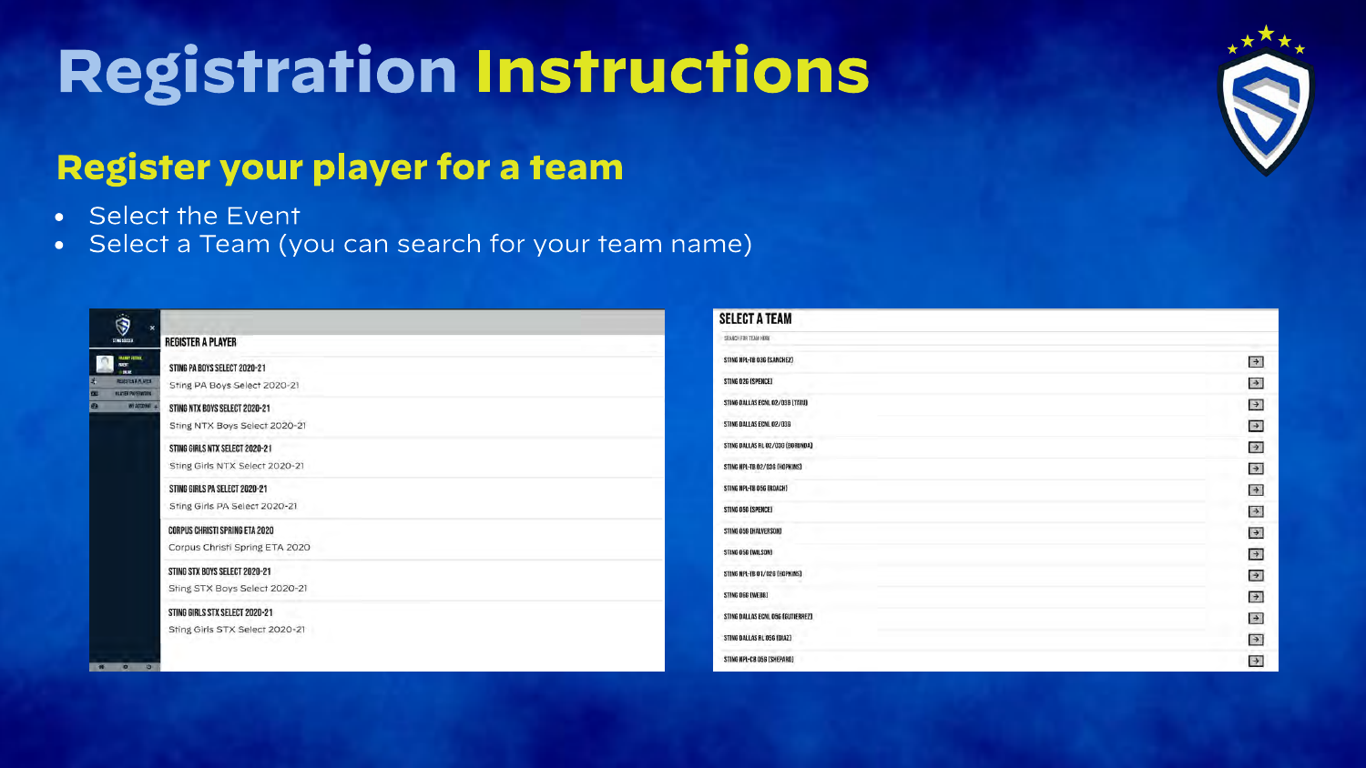# Registration Instructions

## Register your player for a team

- Select the Event
- Select a Team (you can search for your team name)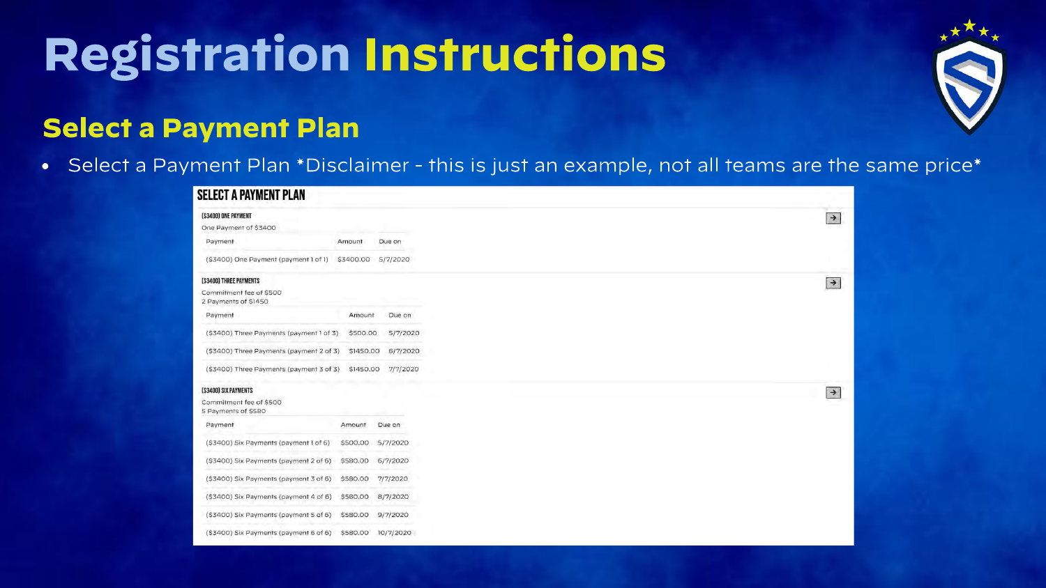# Registration Instructions

## Select a Payment Plan

- Select a Payment Plan *Disclaimer - this is just an example, not all teams are the same price*

### SELECT A PAYMENT PLAN

**($3400) ONE PAYMENT**

One Payment of $3400

| Payment | Amount | Due on |
|---|---|---|
| ($3400) One Payment (payment 1 of 1) | $3400.00 | 5/7/2020 |

**($3400) THREE PAYMENTS**

Commitment fee of $500
2 Payments of $1450

| Payment | Amount | Due on |
|---|---|---|
| ($3400) Three Payments (payment 1 of 3) | $500.00 | 5/7/2020 |
| ($3400) Three Payments (payment 2 of 3) | $1450.00 | 6/7/2020 |
| ($3400) Three Payments (payment 3 of 3) | $1450.00 | 7/7/2020 |

**($3400) SIX PAYMENTS**

Commitment fee of $500
5 Payments of $580

| Payment | Amount | Due on |
|---|---|---|
| ($3400) Six Payments (payment 1 of 6) | $500.00 | 5/7/2020 |
| ($3400) Six Payments (payment 2 of 6) | $580.00 | 6/7/2020 |
| ($3400) Six Payments (payment 3 of 6) | $580.00 | 7/7/2020 |
| ($3400) Six Payments (payment 4 of 6) | $580.00 | 8/7/2020 |
| ($3400) Six Payments (payment 5 of 6) | $580.00 | 9/7/2020 |
| ($3400) Six Payments (payment 6 of 6) | $580.00 | 10/7/2020 |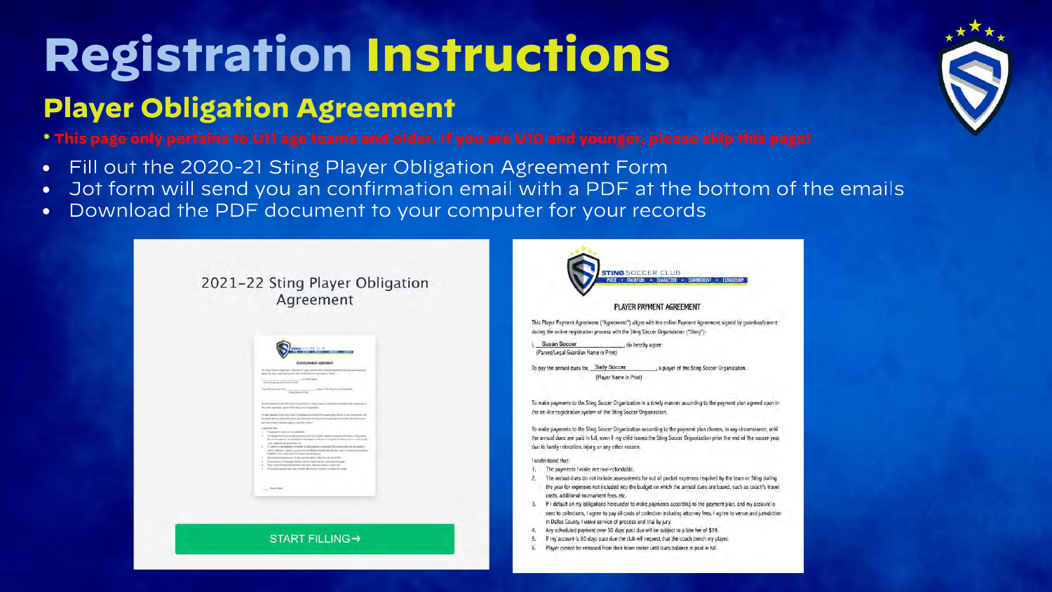# Registration Instructions

## Player Obligation Agreement

**\* This page only pertains to U11 age teams and older. If you are U10 and younger, please skip this page!**

- Fill out the 2020-21 Sting Player Obligation Agreement Form
- Jot form will send you an confirmation email with a PDF at the bottom of the emails
- Download the PDF document to your computer for your records

2021-22 Sting Player Obligation Agreement

START FILLING→

STING SOCCER CLUB

PRIDE • TRADITION • CHARACTER • COMMITMENT • LEADERSHIP

PLAYER PAYMENT AGREEMENT

This Player Payment Agreement ("Agreement") aligns with the online Payment Agreement signed by guardian/parent during the online registration process with the Sting Soccer Organization ("Sting").

I, Susan Soccer, do hereby agree
(Parent/Legal Guardian Name in Print)

To pay the annual dues for, Sally Soccer, a player of the Sting Soccer Organization.
(Player Name in Print)

To make payments to the Sting Soccer Organization in a timely manner according to the payment plan agreed upon in the on-line registration system of the Sting Soccer Organization.

To make payments to the Sting Soccer Organization according to the payment plan chosen, in any circumstance, until the annual dues are paid in full, even if my child leaves the Sting Soccer Organization prior the end of the soccer year due to family relocation, injury or any other reason.

I understand that:

1. The payments I make are non-refundable.
2. The annual dues do not include assessments for out of pocket expenses required by the team or Sting during the year for expenses not included into the budget on which the annual dues are based, such as coach's travel costs, additional tournament fees, etc.
3. If I default on my obligations hereunder to make payments according to the payment plan, and my account is sent to collections, I agree to pay all costs of collection including attorney fees. I agree to venue and jurisdiction in Dallas County. I waive service of process and trial by jury.
4. Any scheduled payment over 30 days past due will be subject to a late fee of $39.
5. If my account is 60 days past due the club will request that the coach bench my player.
6. Player cannot be released from their team roster until dues balance is paid in full.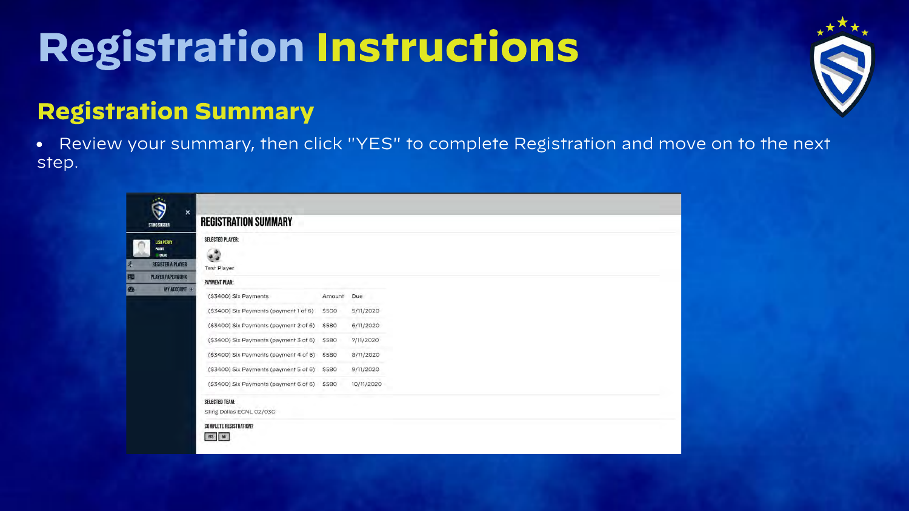# Registration Instructions

## Registration Summary

- Review your summary, then click "YES" to complete Registration and move on to the next step.

STING SOCCER

LISA PERRY
PARENT
ONLINE

REGISTER A PLAYER
PLAYER PAPERWORK
MY ACCOUNT

### REGISTRATION SUMMARY

SELECTED PLAYER:

Test Player

PAYMENT PLAN:

| ($3400) Six Payments | Amount | Due |
|---|---|---|
| ($3400) Six Payments (payment 1 of 6) | $500 | 5/11/2020 |
| ($3400) Six Payments (payment 2 of 6) | $580 | 6/11/2020 |
| ($3400) Six Payments (payment 3 of 6) | $580 | 7/11/2020 |
| ($3400) Six Payments (payment 4 of 6) | $580 | 8/11/2020 |
| ($3400) Six Payments (payment 5 of 6) | $580 | 9/11/2020 |
| ($3400) Six Payments (payment 6 of 6) | $580 | 10/11/2020 |

SELECTED TEAM:

Sting Dallas ECNL 02/03G

COMPLETE REGISTRATION?

YES NO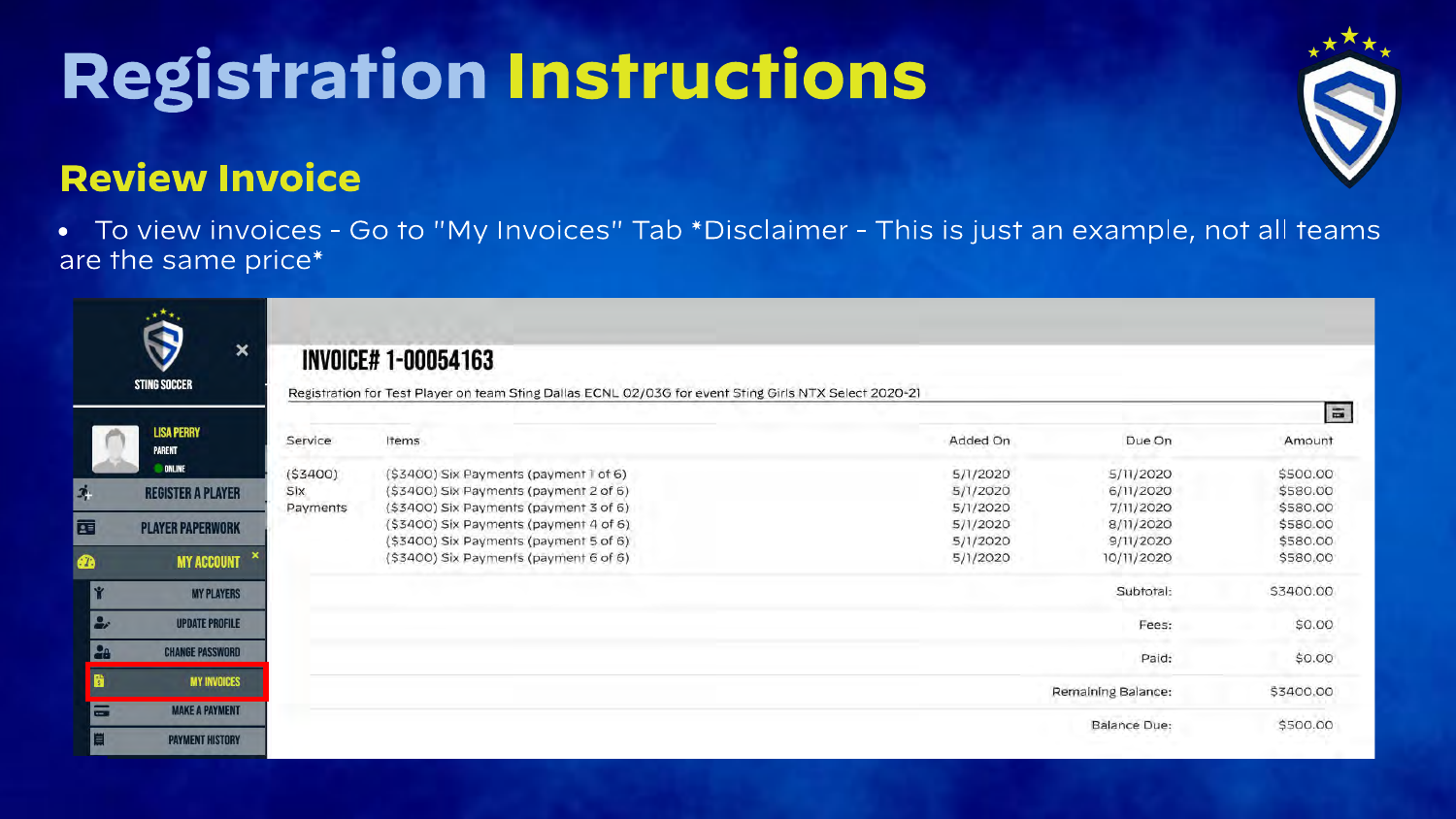# Registration Instructions

## Review Invoice

- To view invoices - Go to "My Invoices" Tab *Disclaimer - This is just an example, not all teams are the same price*

STING SOCCER

LISA PERRY
PARENT
ONLINE

REGISTER A PLAYER
PLAYER PAPERWORK
MY ACCOUNT
MY PLAYERS
UPDATE PROFILE
CHANGE PASSWORD
MY INVOICES
MAKE A PAYMENT
PAYMENT HISTORY

### INVOICE# 1-00054163

Registration for Test Player on team Sting Dallas ECNL 02/03G for event Sting Girls NTX Select 2020-21

| Service | Items | Added On | Due On | Amount |
|---|---|---|---|---|
| ($3400) Six Payments | ($3400) Six Payments (payment 1 of 6) | 5/1/2020 | 5/11/2020 | $500.00 |
| | ($3400) Six Payments (payment 2 of 6) | 5/1/2020 | 6/11/2020 | $580.00 |
| | ($3400) Six Payments (payment 3 of 6) | 5/1/2020 | 7/11/2020 | $580.00 |
| | ($3400) Six Payments (payment 4 of 6) | 5/1/2020 | 8/11/2020 | $580.00 |
| | ($3400) Six Payments (payment 5 of 6) | 5/1/2020 | 9/11/2020 | $580.00 |
| | ($3400) Six Payments (payment 6 of 6) | 5/1/2020 | 10/11/2020 | $580.00 |
| | | | Subtotal: | $3400.00 |
| | | | Fees: | $0.00 |
| | | | Paid: | $0.00 |
| | | | Remaining Balance: | $3400.00 |
| | | | Balance Due: | $500.00 |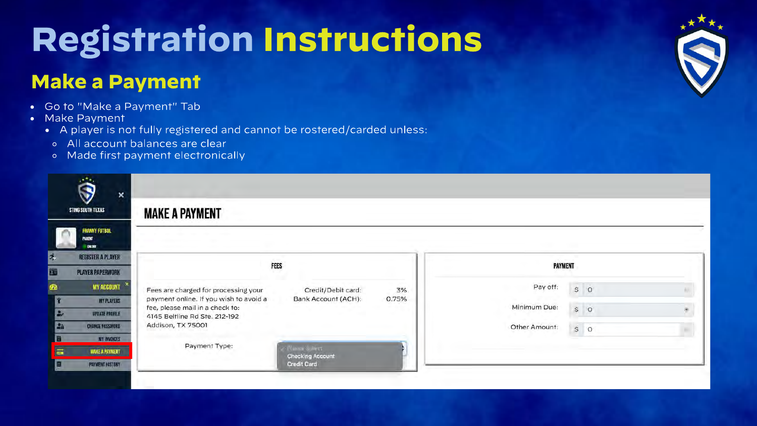# Registration Instructions

## Make a Payment

- Go to "Make a Payment" Tab
- Make Payment
  - A player is not fully registered and cannot be rostered/carded unless:
    - All account balances are clear
    - Made first payment electronically

STING SOUTH TEXAS

FRANNY FUTBOL
PARENT
ONLINE

REGISTER A PLAYER
PLAYER PAPERWORK
MY ACCOUNT
MY PLAYERS
UPDATE PROFILE
CHANGE PASSWORD
MY INVOICES
MAKE A PAYMENT
PAYMENT HISTORY

### MAKE A PAYMENT

**FEES**

Fees are charged for processing your payment online. If you wish to avoid a fee, please mail in a check to:
4145 Beltline Rd Ste. 212-192
Addison, TX 75001

| | |
|---|---|
| Credit/Debit card: | 3% |
| Bank Account (ACH): | 0.75% |

Payment Type: Please Select / Checking Account / Credit Card

**PAYMENT**

| | |
|---|---|
| Pay off: | $ 0 |
| Minimum Due: | $ 0 |
| Other Amount: | $ 0 |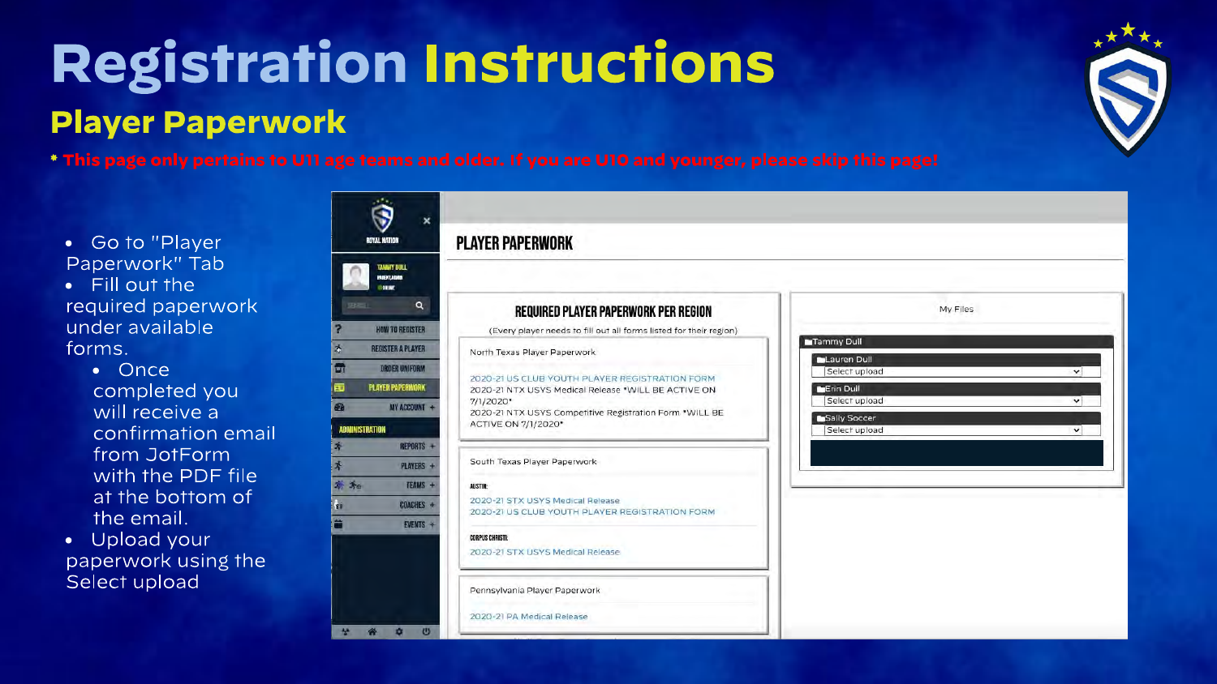# Registration Instructions

## Player Paperwork

* This page only pertains to U11 age teams and older. If you are U10 and younger, please skip this page!

- Go to "Player Paperwork" Tab
- Fill out the required paperwork under available forms.
  - Once completed you will receive a confirmation email from JotForm with the PDF file at the bottom of the email.
- Upload your paperwork using the Select upload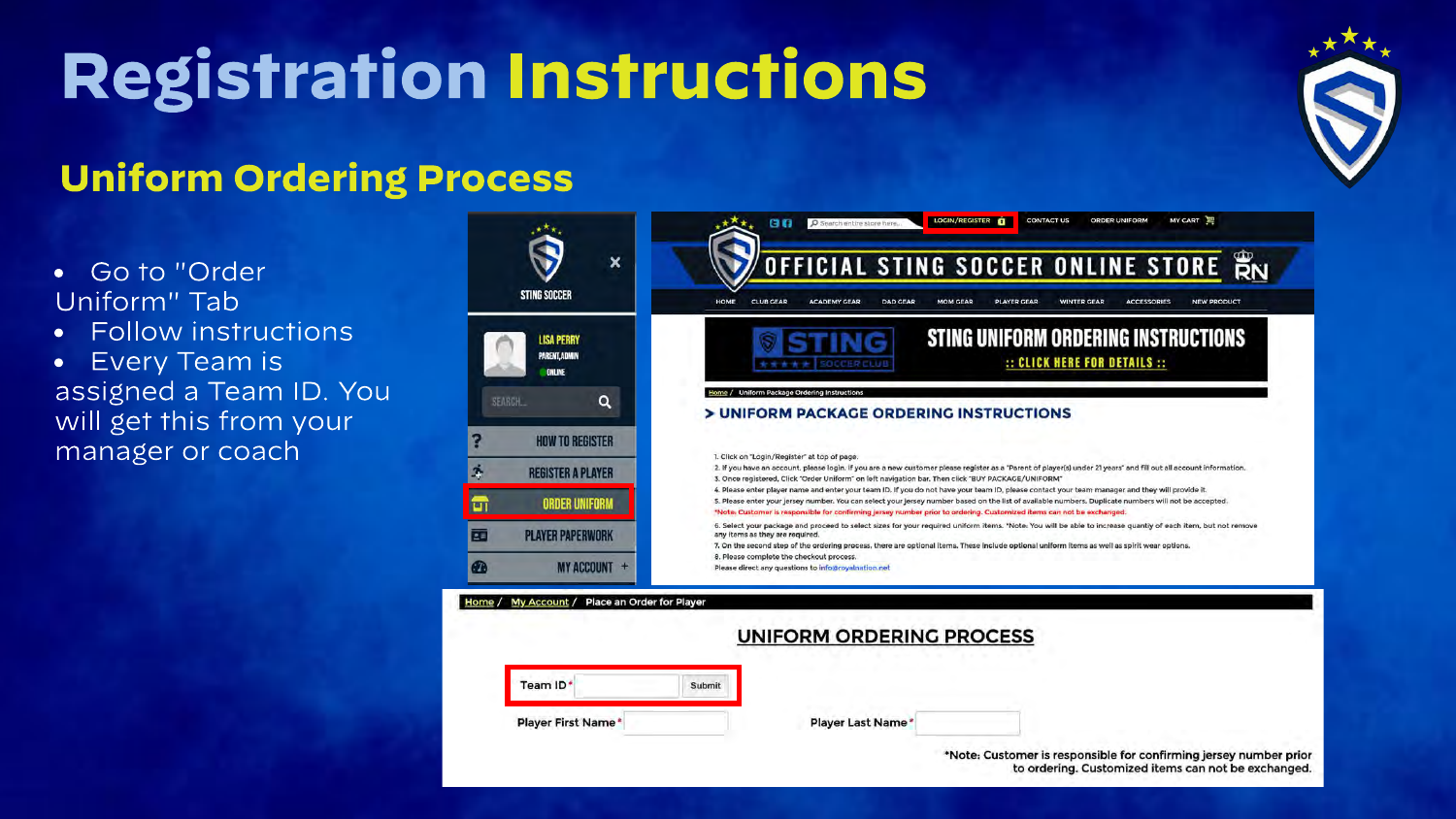# Registration Instructions

## Uniform Ordering Process

- Go to "Order Uniform" Tab
- Follow instructions
- Every Team is assigned a Team ID. You will get this from your manager or coach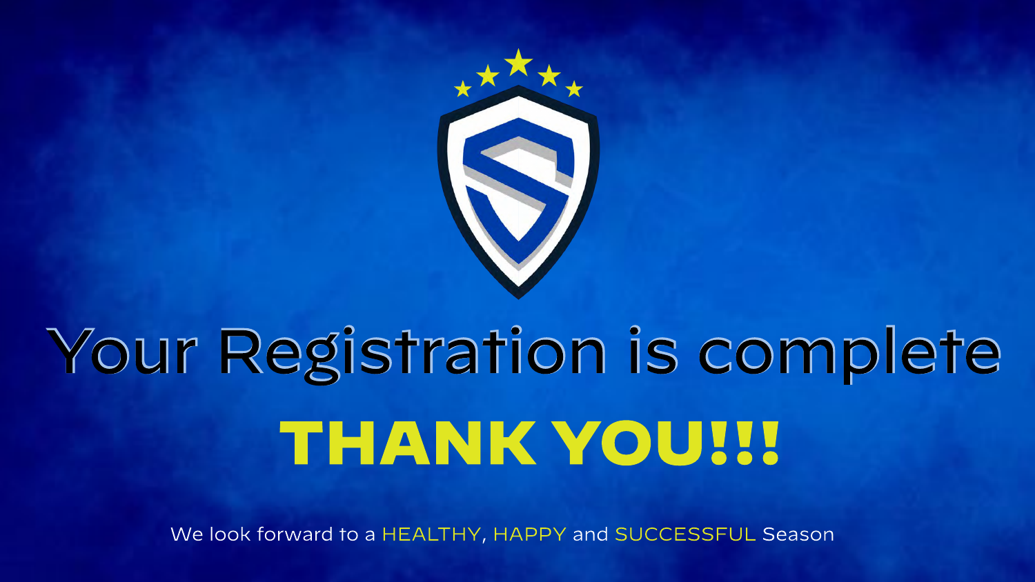# Your Registration is complete

# THANK YOU!!!

We look forward to a HEALTHY, HAPPY and SUCCESSFUL Season